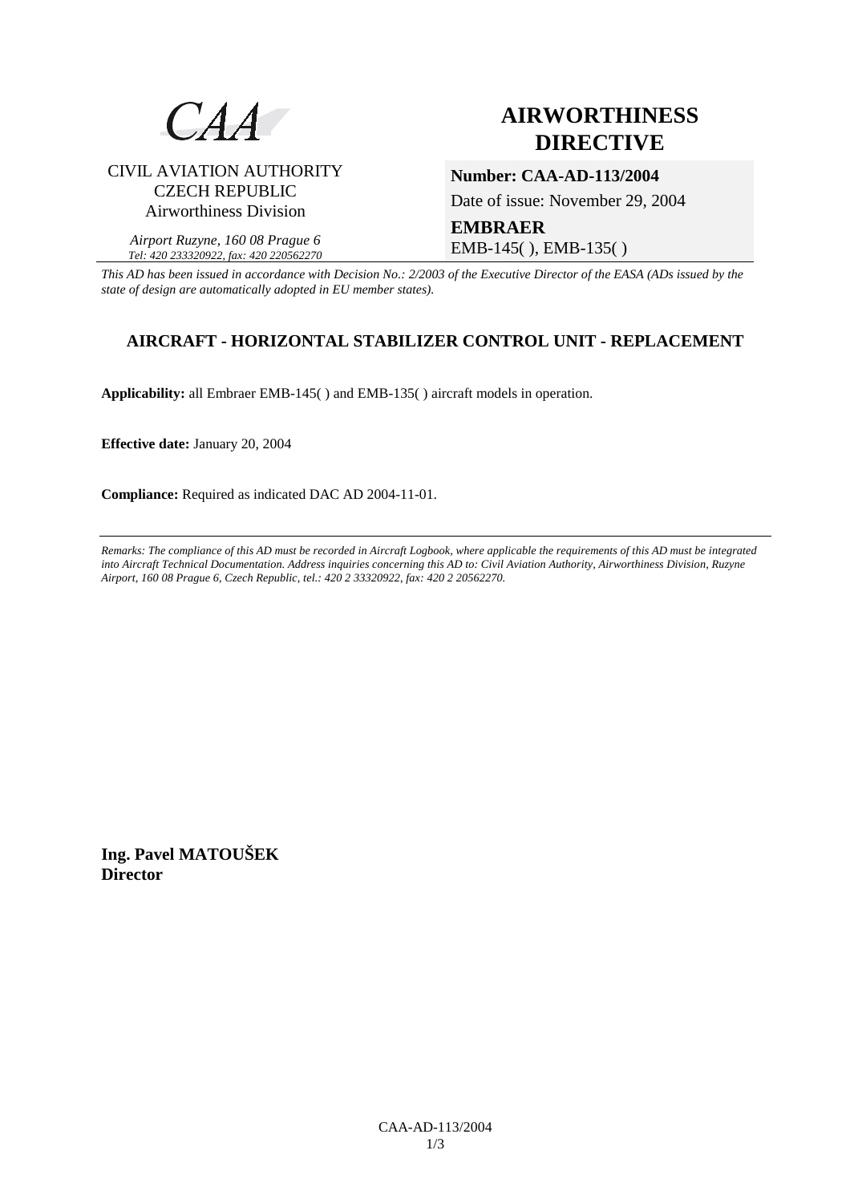CAA

CIVIL AVIATION AUTHORITY
CZECH REPUBLIC
Airworthiness Division

*Airport Ruzyne, 160 08 Prague 6*
*Tel: 420 233320922, fax: 420 220562270*

# AIRWORTHINESS DIRECTIVE

**Number: CAA-AD-113/2004**

Date of issue: November 29, 2004

**EMBRAER**
EMB-145( ), EMB-135( )

*This AD has been issued in accordance with Decision No.: 2/2003 of the Executive Director of the EASA (ADs issued by the state of design are automatically adopted in EU member states).*

## AIRCRAFT - HORIZONTAL STABILIZER CONTROL UNIT - REPLACEMENT

**Applicability:** all Embraer EMB-145( ) and EMB-135( ) aircraft models in operation.

**Effective date:** January 20, 2004

**Compliance:** Required as indicated DAC AD 2004-11-01.

---

*Remarks: The compliance of this AD must be recorded in Aircraft Logbook, where applicable the requirements of this AD must be integrated into Aircraft Technical Documentation. Address inquiries concerning this AD to: Civil Aviation Authority, Airworthiness Division, Ruzyne Airport, 160 08 Prague 6, Czech Republic, tel.: 420 2 33320922, fax: 420 2 20562270.*

**Ing. Pavel MATOUŠEK**
**Director**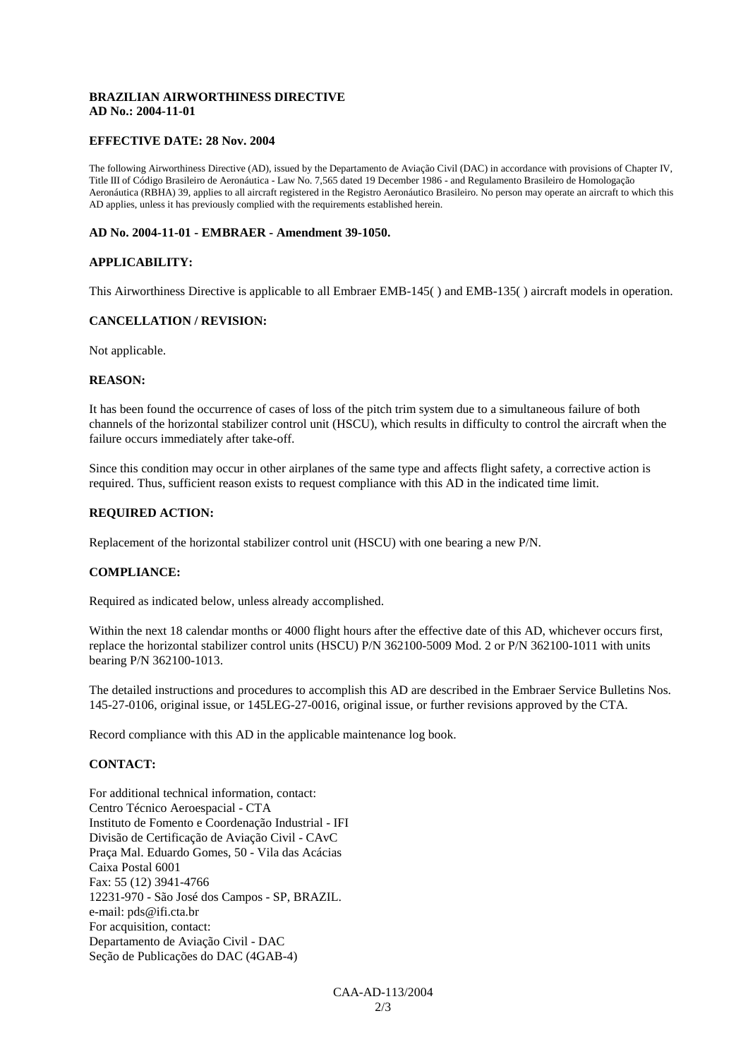**BRAZILIAN AIRWORTHINESS DIRECTIVE**
**AD No.: 2004-11-01**

**EFFECTIVE DATE: 28 Nov. 2004**

The following Airworthiness Directive (AD), issued by the Departamento de Aviação Civil (DAC) in accordance with provisions of Chapter IV, Title III of Código Brasileiro de Aeronáutica - Law No. 7,565 dated 19 December 1986 - and Regulamento Brasileiro de Homologação Aeronáutica (RBHA) 39, applies to all aircraft registered in the Registro Aeronáutico Brasileiro. No person may operate an aircraft to which this AD applies, unless it has previously complied with the requirements established herein.

**AD No. 2004-11-01 - EMBRAER - Amendment 39-1050.**

**APPLICABILITY:**

This Airworthiness Directive is applicable to all Embraer EMB-145( ) and EMB-135( ) aircraft models in operation.

**CANCELLATION / REVISION:**

Not applicable.

**REASON:**

It has been found the occurrence of cases of loss of the pitch trim system due to a simultaneous failure of both channels of the horizontal stabilizer control unit (HSCU), which results in difficulty to control the aircraft when the failure occurs immediately after take-off.

Since this condition may occur in other airplanes of the same type and affects flight safety, a corrective action is required. Thus, sufficient reason exists to request compliance with this AD in the indicated time limit.

**REQUIRED ACTION:**

Replacement of the horizontal stabilizer control unit (HSCU) with one bearing a new P/N.

**COMPLIANCE:**

Required as indicated below, unless already accomplished.

Within the next 18 calendar months or 4000 flight hours after the effective date of this AD, whichever occurs first, replace the horizontal stabilizer control units (HSCU) P/N 362100-5009 Mod. 2 or P/N 362100-1011 with units bearing P/N 362100-1013.

The detailed instructions and procedures to accomplish this AD are described in the Embraer Service Bulletins Nos. 145-27-0106, original issue, or 145LEG-27-0016, original issue, or further revisions approved by the CTA.

Record compliance with this AD in the applicable maintenance log book.

**CONTACT:**

For additional technical information, contact:
Centro Técnico Aeroespacial - CTA
Instituto de Fomento e Coordenação Industrial - IFI
Divisão de Certificação de Aviação Civil - CAvC
Praça Mal. Eduardo Gomes, 50 - Vila das Acácias
Caixa Postal 6001
Fax: 55 (12) 3941-4766
12231-970 - São José dos Campos - SP, BRAZIL.
e-mail: pds@ifi.cta.br
For acquisition, contact:
Departamento de Aviação Civil - DAC
Seção de Publicações do DAC (4GAB-4)

CAA-AD-113/2004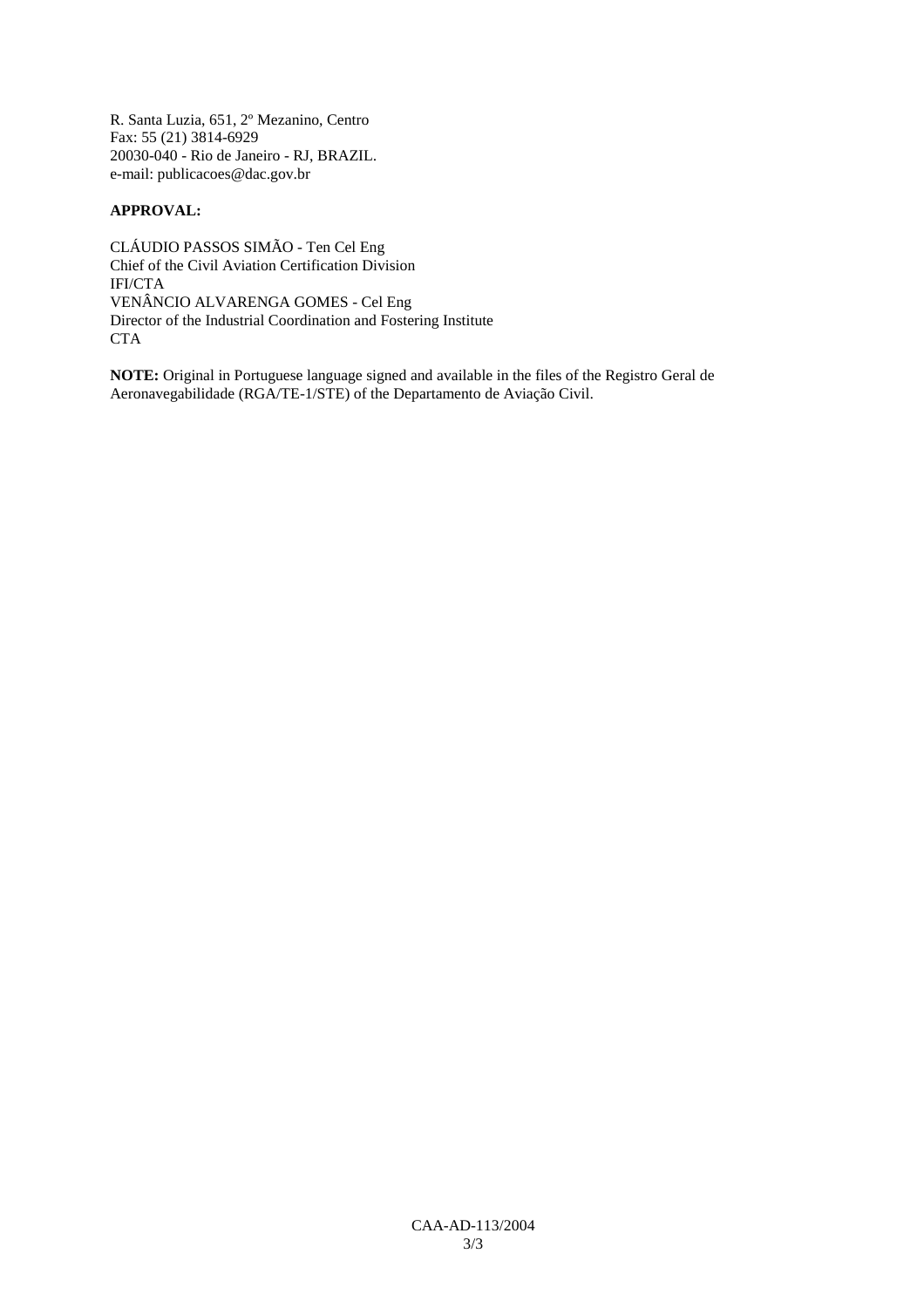R. Santa Luzia, 651, 2º Mezanino, Centro
Fax: 55 (21) 3814-6929
20030-040 - Rio de Janeiro - RJ, BRAZIL.
e-mail: publicacoes@dac.gov.br

**APPROVAL:**

CLÁUDIO PASSOS SIMÃO - Ten Cel Eng
Chief of the Civil Aviation Certification Division
IFI/CTA
VENÂNCIO ALVARENGA GOMES - Cel Eng
Director of the Industrial Coordination and Fostering Institute
CTA

**NOTE:** Original in Portuguese language signed and available in the files of the Registro Geral de Aeronavegabilidade (RGA/TE-1/STE) of the Departamento de Aviação Civil.